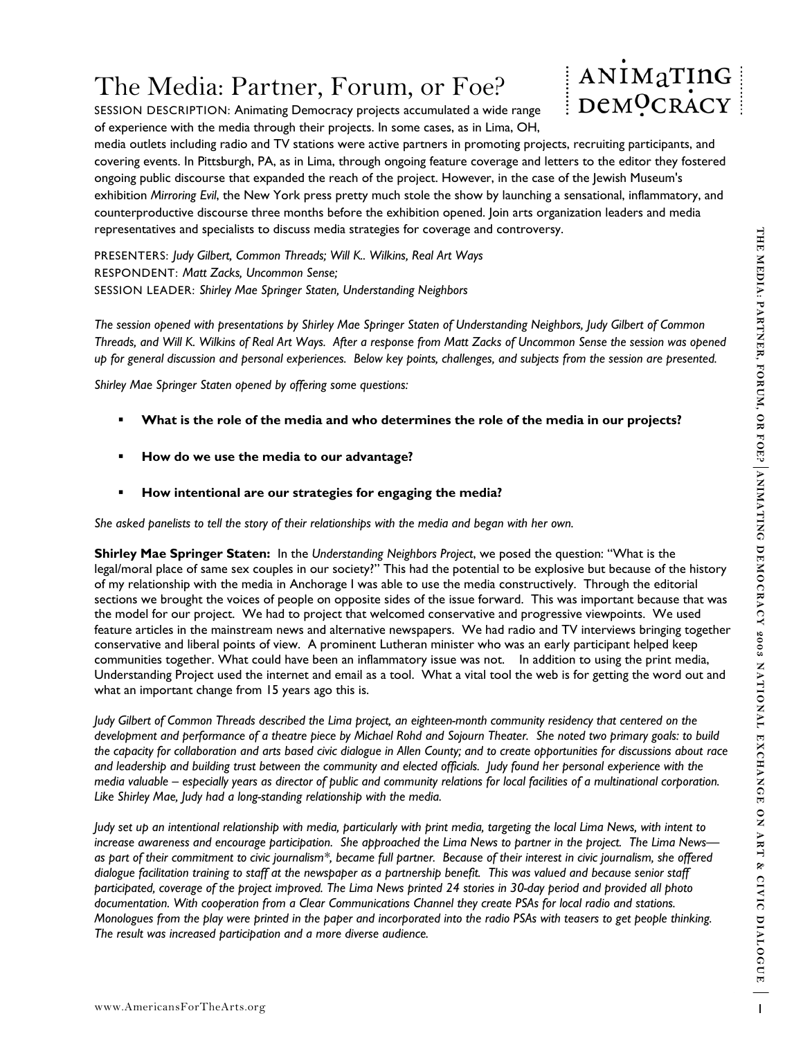# The Media: Partner, Forum, or Foe?

SESSION DESCRIPTION: Animating Democracy projects accumulated a wide range of experience with the media through their projects. In some cases, as in Lima, OH, media outlets including radio and TV stations were active partners in promoting projects, recruiting participants, and covering events. In Pittsburgh, PA, as in Lima, through ongoing feature coverage and letters to the editor they fostered ongoing public discourse that expanded the reach of the project. However, in the case of the Jewish Museum's exhibition *Mirroring Evil*, the New York press pretty much stole the show by launching a sensational, inflammatory, and counterproductive discourse three months before the exhibition opened. Join arts organization leaders and media representatives and specialists to discuss media strategies for coverage and controversy.

PRESENTERS: *Judy Gilbert, Common Threads; Will K.. Wilkins, Real Art Ways*
RESPONDENT: *Matt Zacks, Uncommon Sense;*
SESSION LEADER: *Shirley Mae Springer Staten, Understanding Neighbors*

*The session opened with presentations by Shirley Mae Springer Staten of Understanding Neighbors, Judy Gilbert of Common Threads, and Will K. Wilkins of Real Art Ways. After a response from Matt Zacks of Uncommon Sense the session was opened up for general discussion and personal experiences. Below key points, challenges, and subjects from the session are presented.*

*Shirley Mae Springer Staten opened by offering some questions:*

- **What is the role of the media and who determines the role of the media in our projects?**
- **How do we use the media to our advantage?**
- **How intentional are our strategies for engaging the media?**

*She asked panelists to tell the story of their relationships with the media and began with her own.*

**Shirley Mae Springer Staten:** In the *Understanding Neighbors Project*, we posed the question: "What is the legal/moral place of same sex couples in our society?" This had the potential to be explosive but because of the history of my relationship with the media in Anchorage I was able to use the media constructively. Through the editorial sections we brought the voices of people on opposite sides of the issue forward. This was important because that was the model for our project. We had to project that welcomed conservative and progressive viewpoints. We used feature articles in the mainstream news and alternative newspapers. We had radio and TV interviews bringing together conservative and liberal points of view. A prominent Lutheran minister who was an early participant helped keep communities together. What could have been an inflammatory issue was not. In addition to using the print media, Understanding Project used the internet and email as a tool. What a vital tool the web is for getting the word out and what an important change from 15 years ago this is.

*Judy Gilbert of Common Threads described the Lima project, an eighteen-month community residency that centered on the development and performance of a theatre piece by Michael Rohd and Sojourn Theater. She noted two primary goals: to build the capacity for collaboration and arts based civic dialogue in Allen County; and to create opportunities for discussions about race and leadership and building trust between the community and elected officials. Judy found her personal experience with the media valuable – especially years as director of public and community relations for local facilities of a multinational corporation. Like Shirley Mae, Judy had a long-standing relationship with the media.*

*Judy set up an intentional relationship with media, particularly with print media, targeting the local Lima News, with intent to increase awareness and encourage participation. She approached the Lima News to partner in the project. The Lima News—as part of their commitment to civic journalism\*, became full partner. Because of their interest in civic journalism, she offered dialogue facilitation training to staff at the newspaper as a partnership benefit. This was valued and because senior staff participated, coverage of the project improved. The Lima News printed 24 stories in 30-day period and provided all photo documentation. With cooperation from a Clear Communications Channel they create PSAs for local radio and stations. Monologues from the play were printed in the paper and incorporated into the radio PSAs with teasers to get people thinking. The result was increased participation and a more diverse audience.*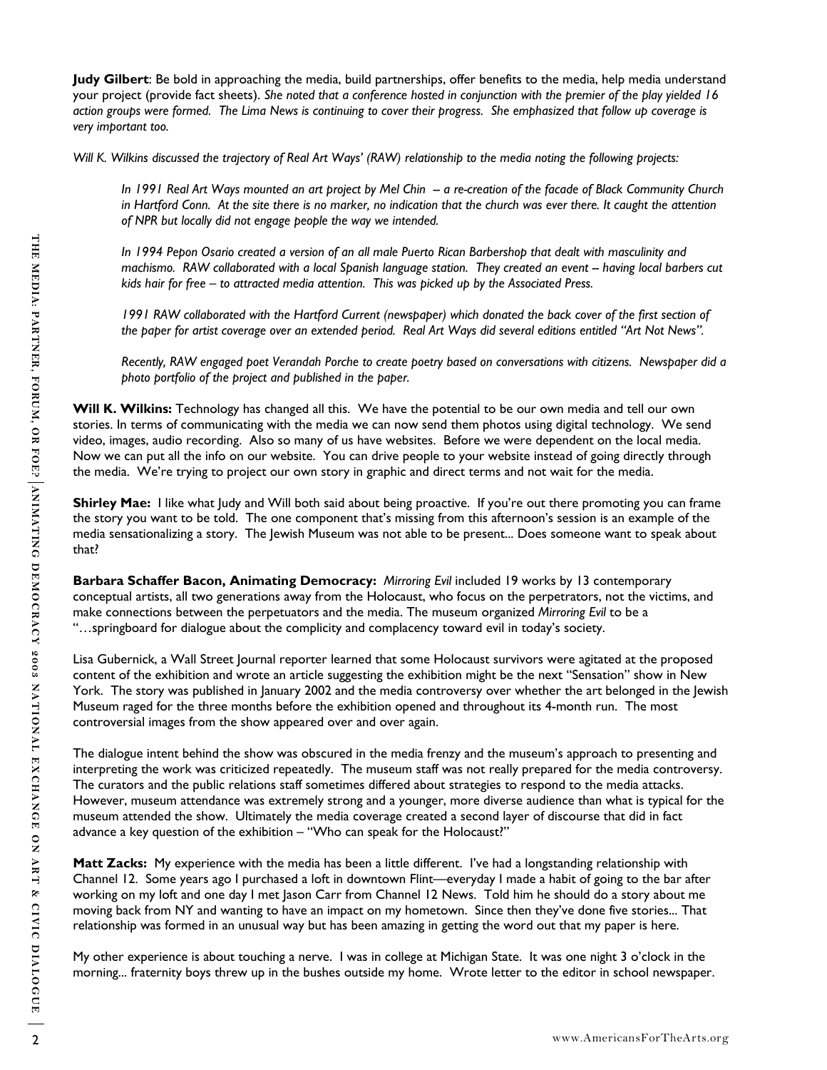**Judy Gilbert**: Be bold in approaching the media, build partnerships, offer benefits to the media, help media understand your project (provide fact sheets). *She noted that a conference hosted in conjunction with the premier of the play yielded 16 action groups were formed. The Lima News is continuing to cover their progress. She emphasized that follow up coverage is very important too.*

*Will K. Wilkins discussed the trajectory of Real Art Ways' (RAW) relationship to the media noting the following projects:*

> *In 1991 Real Art Ways mounted an art project by Mel Chin -- a re-creation of the facade of Black Community Church in Hartford Conn. At the site there is no marker, no indication that the church was ever there. It caught the attention of NPR but locally did not engage people the way we intended.*
>
> *In 1994 Pepon Osario created a version of an all male Puerto Rican Barbershop that dealt with masculinity and machismo. RAW collaborated with a local Spanish language station. They created an event – having local barbers cut kids hair for free – to attracted media attention. This was picked up by the Associated Press.*
>
> *1991 RAW collaborated with the Hartford Current (newspaper) which donated the back cover of the first section of the paper for artist coverage over an extended period. Real Art Ways did several editions entitled "Art Not News".*
>
> *Recently, RAW engaged poet Verandah Porche to create poetry based on conversations with citizens. Newspaper did a photo portfolio of the project and published in the paper.*

**Will K. Wilkins:** Technology has changed all this. We have the potential to be our own media and tell our own stories. In terms of communicating with the media we can now send them photos using digital technology. We send video, images, audio recording. Also so many of us have websites. Before we were dependent on the local media. Now we can put all the info on our website. You can drive people to your website instead of going directly through the media. We're trying to project our own story in graphic and direct terms and not wait for the media.

**Shirley Mae:** I like what Judy and Will both said about being proactive. If you're out there promoting you can frame the story you want to be told. The one component that's missing from this afternoon's session is an example of the media sensationalizing a story. The Jewish Museum was not able to be present... Does someone want to speak about that?

**Barbara Schaffer Bacon, Animating Democracy:** *Mirroring Evil* included 19 works by 13 contemporary conceptual artists, all two generations away from the Holocaust, who focus on the perpetrators, not the victims, and make connections between the perpetuators and the media. The museum organized *Mirroring Evil* to be a "…springboard for dialogue about the complicity and complacency toward evil in today's society.

Lisa Gubernick, a Wall Street Journal reporter learned that some Holocaust survivors were agitated at the proposed content of the exhibition and wrote an article suggesting the exhibition might be the next "Sensation" show in New York. The story was published in January 2002 and the media controversy over whether the art belonged in the Jewish Museum raged for the three months before the exhibition opened and throughout its 4-month run. The most controversial images from the show appeared over and over again.

The dialogue intent behind the show was obscured in the media frenzy and the museum's approach to presenting and interpreting the work was criticized repeatedly. The museum staff was not really prepared for the media controversy. The curators and the public relations staff sometimes differed about strategies to respond to the media attacks. However, museum attendance was extremely strong and a younger, more diverse audience than what is typical for the museum attended the show. Ultimately the media coverage created a second layer of discourse that did in fact advance a key question of the exhibition – "Who can speak for the Holocaust?"

**Matt Zacks:** My experience with the media has been a little different. I've had a longstanding relationship with Channel 12. Some years ago I purchased a loft in downtown Flint—everyday I made a habit of going to the bar after working on my loft and one day I met Jason Carr from Channel 12 News. Told him he should do a story about me moving back from NY and wanting to have an impact on my hometown. Since then they've done five stories... That relationship was formed in an unusual way but has been amazing in getting the word out that my paper is here.

My other experience is about touching a nerve. I was in college at Michigan State. It was one night 3 o'clock in the morning... fraternity boys threw up in the bushes outside my home. Wrote letter to the editor in school newspaper.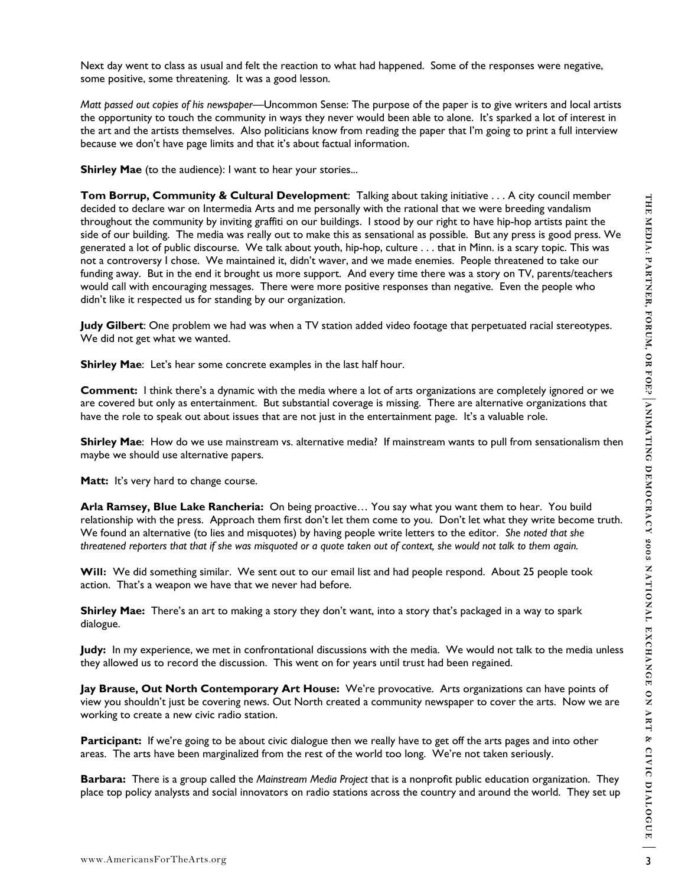Next day went to class as usual and felt the reaction to what had happened. Some of the responses were negative, some positive, some threatening. It was a good lesson.

*Matt passed out copies of his newspaper*—Uncommon Sense: The purpose of the paper is to give writers and local artists the opportunity to touch the community in ways they never would been able to alone. It's sparked a lot of interest in the art and the artists themselves. Also politicians know from reading the paper that I'm going to print a full interview because we don't have page limits and that it's about factual information.

**Shirley Mae** (to the audience): I want to hear your stories...

**Tom Borrup, Community & Cultural Development**: Talking about taking initiative . . . A city council member decided to declare war on Intermedia Arts and me personally with the rational that we were breeding vandalism throughout the community by inviting graffiti on our buildings. I stood by our right to have hip-hop artists paint the side of our building. The media was really out to make this as sensational as possible. But any press is good press. We generated a lot of public discourse. We talk about youth, hip-hop, culture . . . that in Minn. is a scary topic. This was not a controversy I chose. We maintained it, didn't waver, and we made enemies. People threatened to take our funding away. But in the end it brought us more support. And every time there was a story on TV, parents/teachers would call with encouraging messages. There were more positive responses than negative. Even the people who didn't like it respected us for standing by our organization.

**Judy Gilbert**: One problem we had was when a TV station added video footage that perpetuated racial stereotypes. We did not get what we wanted.

**Shirley Mae**: Let's hear some concrete examples in the last half hour.

**Comment:** I think there's a dynamic with the media where a lot of arts organizations are completely ignored or we are covered but only as entertainment. But substantial coverage is missing. There are alternative organizations that have the role to speak out about issues that are not just in the entertainment page. It's a valuable role.

**Shirley Mae**: How do we use mainstream vs. alternative media? If mainstream wants to pull from sensationalism then maybe we should use alternative papers.

**Matt:** It's very hard to change course.

**Arla Ramsey, Blue Lake Rancheria:** On being proactive… You say what you want them to hear. You build relationship with the press. Approach them first don't let them come to you. Don't let what they write become truth. We found an alternative (to lies and misquotes) by having people write letters to the editor. *She noted that she threatened reporters that that if she was misquoted or a quote taken out of context, she would not talk to them again.*

**Will:** We did something similar. We sent out to our email list and had people respond. About 25 people took action. That's a weapon we have that we never had before.

**Shirley Mae:** There's an art to making a story they don't want, into a story that's packaged in a way to spark dialogue.

**Judy:** In my experience, we met in confrontational discussions with the media. We would not talk to the media unless they allowed us to record the discussion. This went on for years until trust had been regained.

**Jay Brause, Out North Contemporary Art House:** We're provocative. Arts organizations can have points of view you shouldn't just be covering news. Out North created a community newspaper to cover the arts. Now we are working to create a new civic radio station.

**Participant:** If we're going to be about civic dialogue then we really have to get off the arts pages and into other areas. The arts have been marginalized from the rest of the world too long. We're not taken seriously.

**Barbara:** There is a group called the *Mainstream Media Project* that is a nonprofit public education organization. They place top policy analysts and social innovators on radio stations across the country and around the world. They set up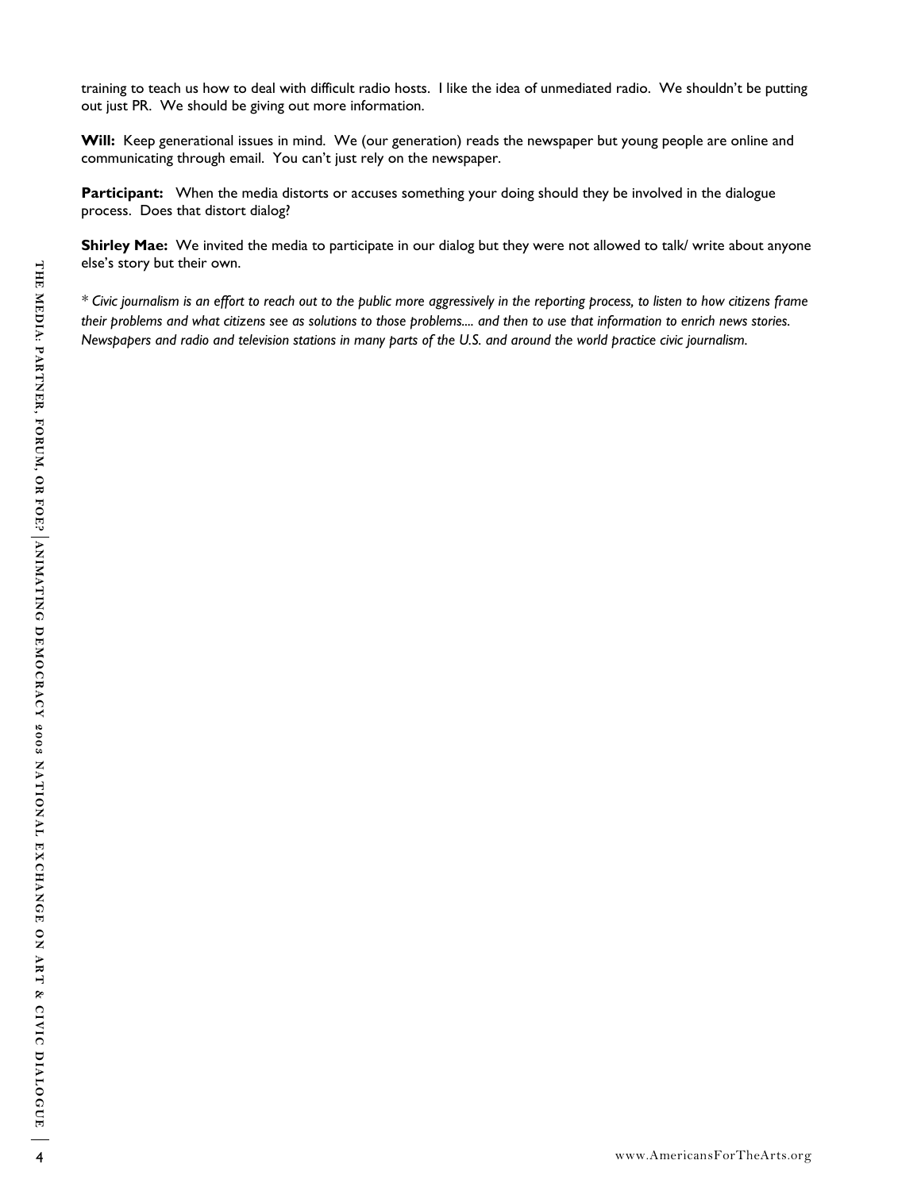training to teach us how to deal with difficult radio hosts. I like the idea of unmediated radio. We shouldn't be putting out just PR. We should be giving out more information.

**Will:** Keep generational issues in mind. We (our generation) reads the newspaper but young people are online and communicating through email. You can't just rely on the newspaper.

**Participant:** When the media distorts or accuses something your doing should they be involved in the dialogue process. Does that distort dialog?

**Shirley Mae:** We invited the media to participate in our dialog but they were not allowed to talk/ write about anyone else's story but their own.

*\* Civic journalism is an effort to reach out to the public more aggressively in the reporting process, to listen to how citizens frame their problems and what citizens see as solutions to those problems.... and then to use that information to enrich news stories. Newspapers and radio and television stations in many parts of the U.S. and around the world practice civic journalism.*